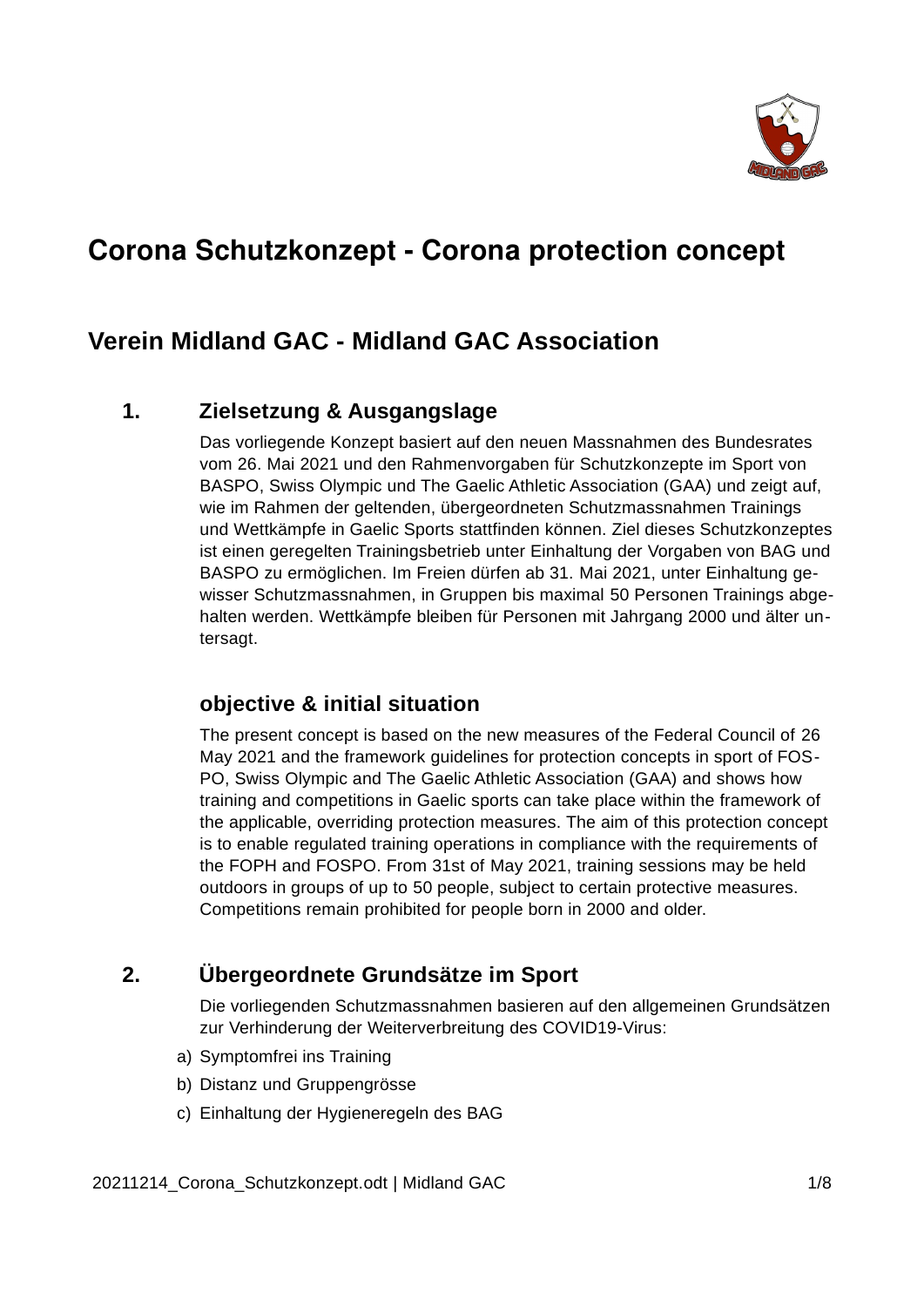# Corona Schutzkonzept - Corona protection concept

## Verein Midland GAC - Midland GAC Association

### 1. Zielsetzung & Ausgangslage

Das vorliegende Konzept basiert auf den neuen Massnahmen des Bundesrates vom 26. Mai 2021 und den Rahmenvorgaben für Schutzkonzepte im Sport von BASPO, Swiss Olympic und The Gaelic Athletic Association (GAA) und zeigt auf, wie im Rahmen der geltenden, übergeordneten Schutzmassnahmen Trainings und Wettkämpfe in Gaelic Sports stattfinden können. Ziel dieses Schutzkonzeptes ist einen geregelten Trainingsbetrieb unter Einhaltung der Vorgaben von BAG und BASPO zu ermöglichen. Im Freien dürfen ab 31. Mai 2021, unter Einhaltung gewisser Schutzmassnahmen, in Gruppen bis maximal 50 Personen Trainings abgehalten werden. Wettkämpfe bleiben für Personen mit Jahrgang 2000 und älter untersagt.

### objective & initial situation

The present concept is based on the new measures of the Federal Council of 26 May 2021 and the framework guidelines for protection concepts in sport of FOSPO, Swiss Olympic and The Gaelic Athletic Association (GAA) and shows how training and competitions in Gaelic sports can take place within the framework of the applicable, overriding protection measures. The aim of this protection concept is to enable regulated training operations in compliance with the requirements of the FOPH and FOSPO. From 31st of May 2021, training sessions may be held outdoors in groups of up to 50 people, subject to certain protective measures. Competitions remain prohibited for people born in 2000 and older.

### 2. Übergeordnete Grundsätze im Sport

Die vorliegenden Schutzmassnahmen basieren auf den allgemeinen Grundsätzen zur Verhinderung der Weiterverbreitung des COVID19-Virus:

a) Symptomfrei ins Training

b) Distanz und Gruppengrösse

c) Einhaltung der Hygieneregeln des BAG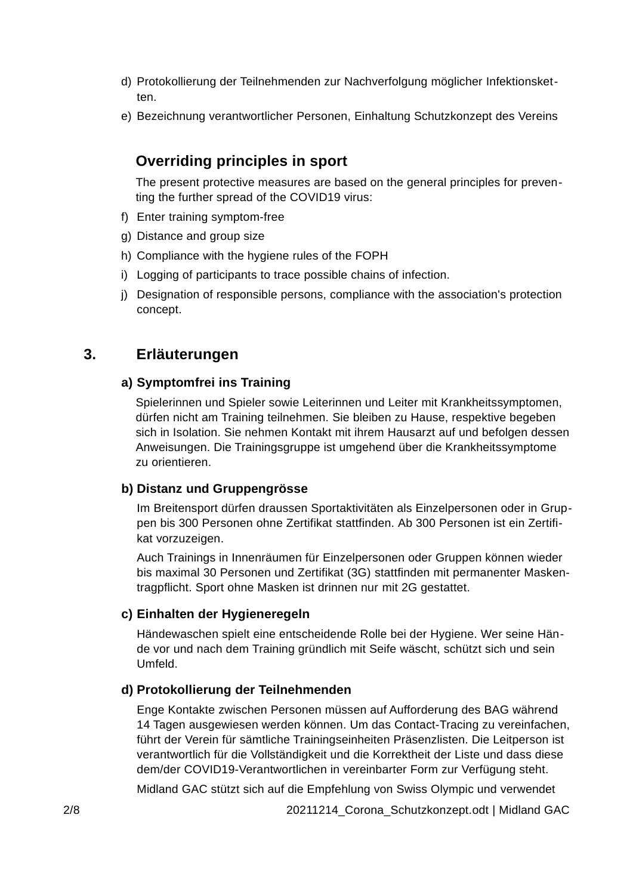d) Protokollierung der Teilnehmenden zur Nachverfolgung möglicher Infektionsketten.
e) Bezeichnung verantwortlicher Personen, Einhaltung Schutzkonzept des Vereins

### Overriding principles in sport

The present protective measures are based on the general principles for preventing the further spread of the COVID19 virus:

f) Enter training symptom-free
g) Distance and group size
h) Compliance with the hygiene rules of the FOPH
i) Logging of participants to trace possible chains of infection.
j) Designation of responsible persons, compliance with the association's protection concept.

## 3. Erläuterungen

### a) Symptomfrei ins Training

Spielerinnen und Spieler sowie Leiterinnen und Leiter mit Krankheitssymptomen, dürfen nicht am Training teilnehmen. Sie bleiben zu Hause, respektive begeben sich in Isolation. Sie nehmen Kontakt mit ihrem Hausarzt auf und befolgen dessen Anweisungen. Die Trainingsgruppe ist umgehend über die Krankheitssymptome zu orientieren.

### b) Distanz und Gruppengrösse

Im Breitensport dürfen draussen Sportaktivitäten als Einzelpersonen oder in Gruppen bis 300 Personen ohne Zertifikat stattfinden. Ab 300 Personen ist ein Zertifikat vorzuzeigen.

Auch Trainings in Innenräumen für Einzelpersonen oder Gruppen können wieder bis maximal 30 Personen und Zertifikat (3G) stattfinden mit permanenter Maskentragpflicht. Sport ohne Masken ist drinnen nur mit 2G gestattet.

### c) Einhalten der Hygieneregeln

Händewaschen spielt eine entscheidende Rolle bei der Hygiene. Wer seine Hände vor und nach dem Training gründlich mit Seife wäscht, schützt sich und sein Umfeld.

### d) Protokollierung der Teilnehmenden

Enge Kontakte zwischen Personen müssen auf Aufforderung des BAG während 14 Tagen ausgewiesen werden können. Um das Contact-Tracing zu vereinfachen, führt der Verein für sämtliche Trainingseinheiten Präsenzlisten. Die Leitperson ist verantwortlich für die Vollständigkeit und die Korrektheit der Liste und dass diese dem/der COVID19-Verantwortlichen in vereinbarter Form zur Verfügung steht.

Midland GAC stützt sich auf die Empfehlung von Swiss Olympic und verwendet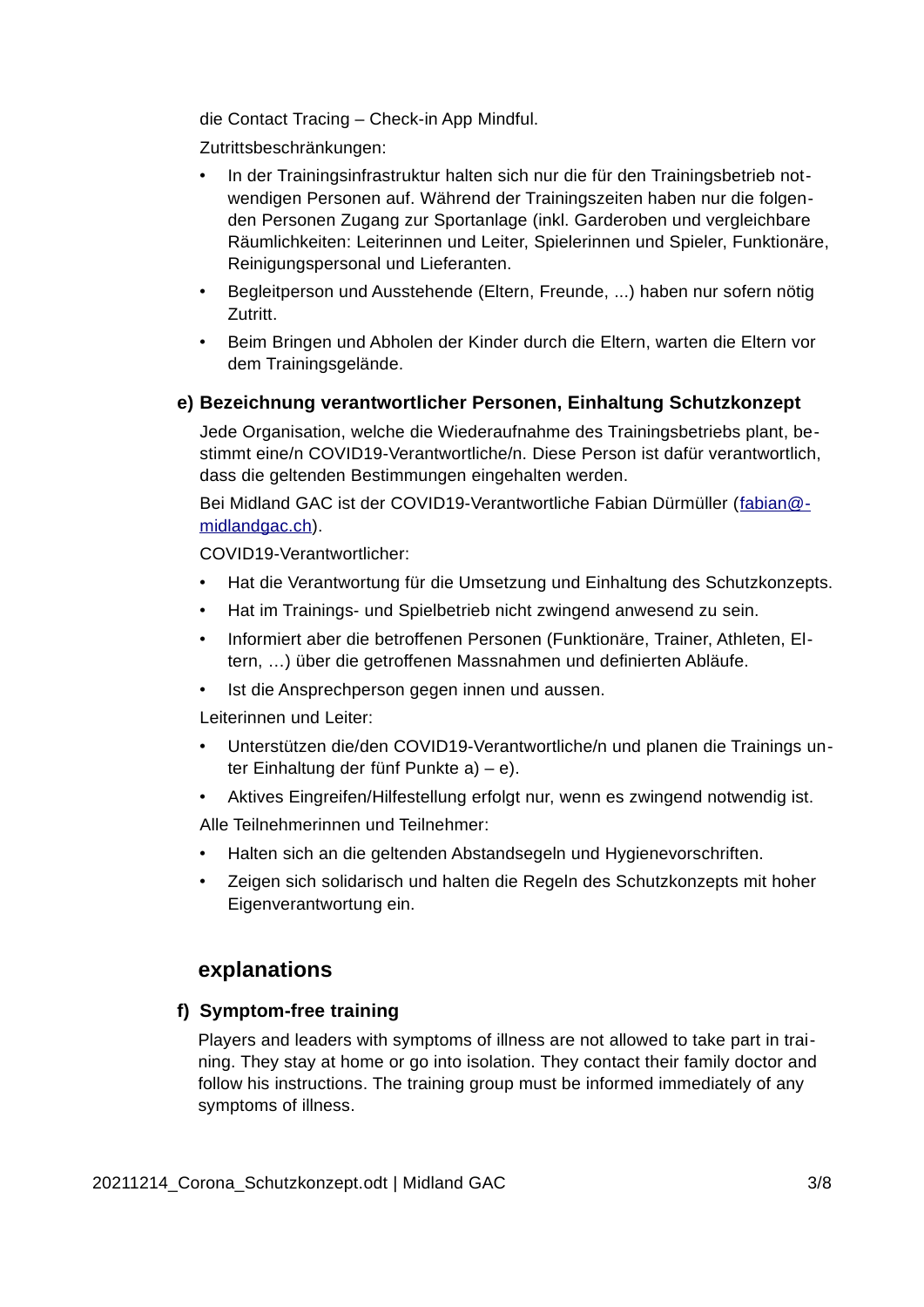die Contact Tracing – Check-in App Mindful.

Zutrittsbeschränkungen:

- In der Trainingsinfrastruktur halten sich nur die für den Trainingsbetrieb notwendigen Personen auf. Während der Trainingszeiten haben nur die folgenden Personen Zugang zur Sportanlage (inkl. Garderoben und vergleichbare Räumlichkeiten: Leiterinnen und Leiter, Spielerinnen und Spieler, Funktionäre, Reinigungspersonal und Lieferanten.
- Begleitperson und Ausstehende (Eltern, Freunde, ...) haben nur sofern nötig Zutritt.
- Beim Bringen und Abholen der Kinder durch die Eltern, warten die Eltern vor dem Trainingsgelände.

### e) Bezeichnung verantwortlicher Personen, Einhaltung Schutzkonzept

Jede Organisation, welche die Wiederaufnahme des Trainingsbetriebs plant, bestimmt eine/n COVID19-Verantwortliche/n. Diese Person ist dafür verantwortlich, dass die geltenden Bestimmungen eingehalten werden.

Bei Midland GAC ist der COVID19-Verantwortliche Fabian Dürmüller (fabian@midlandgac.ch).

COVID19-Verantwortlicher:

- Hat die Verantwortung für die Umsetzung und Einhaltung des Schutzkonzepts.
- Hat im Trainings- und Spielbetrieb nicht zwingend anwesend zu sein.
- Informiert aber die betroffenen Personen (Funktionäre, Trainer, Athleten, Eltern, …) über die getroffenen Massnahmen und definierten Abläufe.
- Ist die Ansprechperson gegen innen und aussen.

Leiterinnen und Leiter:

- Unterstützen die/den COVID19-Verantwortliche/n und planen die Trainings unter Einhaltung der fünf Punkte a) – e).
- Aktives Eingreifen/Hilfestellung erfolgt nur, wenn es zwingend notwendig ist.

Alle Teilnehmerinnen und Teilnehmer:

- Halten sich an die geltenden Abstandsegeln und Hygienevorschriften.
- Zeigen sich solidarisch und halten die Regeln des Schutzkonzepts mit hoher Eigenverantwortung ein.

## explanations

### f) Symptom-free training

Players and leaders with symptoms of illness are not allowed to take part in training. They stay at home or go into isolation. They contact their family doctor and follow his instructions. The training group must be informed immediately of any symptoms of illness.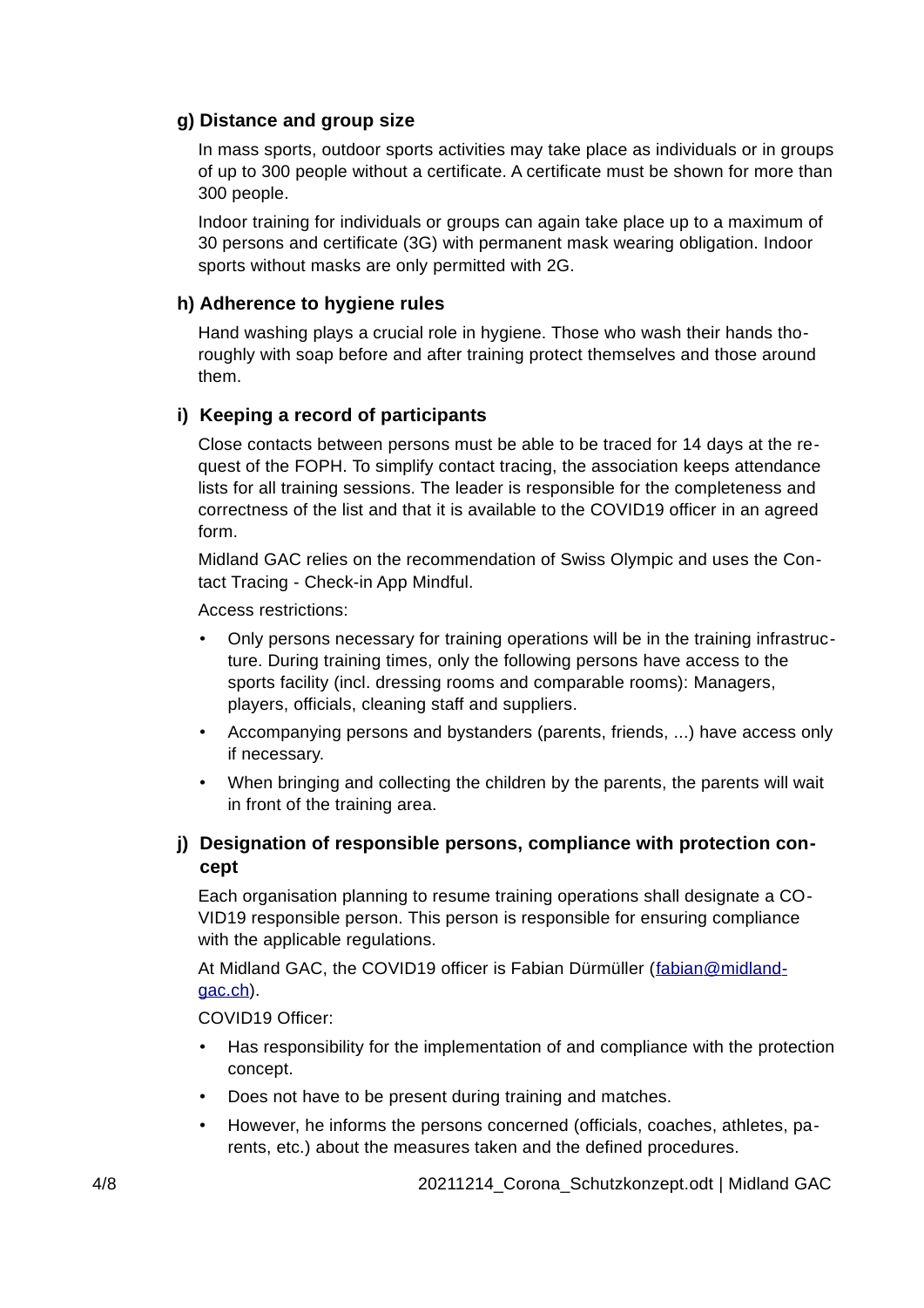### g) Distance and group size

In mass sports, outdoor sports activities may take place as individuals or in groups of up to 300 people without a certificate. A certificate must be shown for more than 300 people.

Indoor training for individuals or groups can again take place up to a maximum of 30 persons and certificate (3G) with permanent mask wearing obligation. Indoor sports without masks are only permitted with 2G.

### h) Adherence to hygiene rules

Hand washing plays a crucial role in hygiene. Those who wash their hands thoroughly with soap before and after training protect themselves and those around them.

### i) Keeping a record of participants

Close contacts between persons must be able to be traced for 14 days at the request of the FOPH. To simplify contact tracing, the association keeps attendance lists for all training sessions. The leader is responsible for the completeness and correctness of the list and that it is available to the COVID19 officer in an agreed form.

Midland GAC relies on the recommendation of Swiss Olympic and uses the Contact Tracing - Check-in App Mindful.

Access restrictions:

- Only persons necessary for training operations will be in the training infrastructure. During training times, only the following persons have access to the sports facility (incl. dressing rooms and comparable rooms): Managers, players, officials, cleaning staff and suppliers.
- Accompanying persons and bystanders (parents, friends, ...) have access only if necessary.
- When bringing and collecting the children by the parents, the parents will wait in front of the training area.

### j) Designation of responsible persons, compliance with protection concept

Each organisation planning to resume training operations shall designate a COVID19 responsible person. This person is responsible for ensuring compliance with the applicable regulations.

At Midland GAC, the COVID19 officer is Fabian Dürmüller (fabian@midland-gac.ch).

COVID19 Officer:

- Has responsibility for the implementation of and compliance with the protection concept.
- Does not have to be present during training and matches.
- However, he informs the persons concerned (officials, coaches, athletes, parents, etc.) about the measures taken and the defined procedures.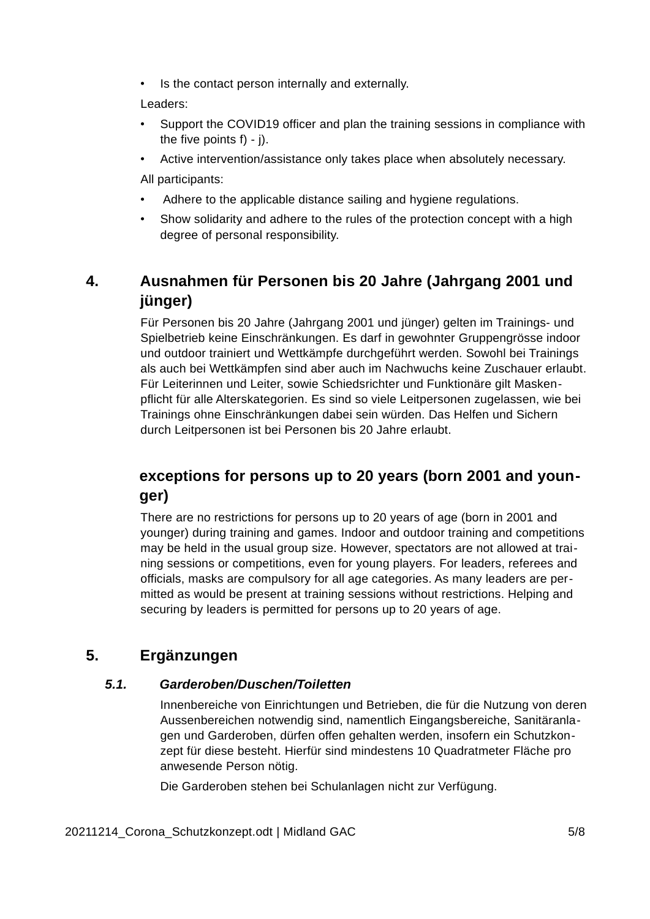- Is the contact person internally and externally.

Leaders:

- Support the COVID19 officer and plan the training sessions in compliance with the five points f) - j).
- Active intervention/assistance only takes place when absolutely necessary.

All participants:

- Adhere to the applicable distance sailing and hygiene regulations.
- Show solidarity and adhere to the rules of the protection concept with a high degree of personal responsibility.

## 4. Ausnahmen für Personen bis 20 Jahre (Jahrgang 2001 und jünger)

Für Personen bis 20 Jahre (Jahrgang 2001 und jünger) gelten im Trainings- und Spielbetrieb keine Einschränkungen. Es darf in gewohnter Gruppengrösse indoor und outdoor trainiert und Wettkämpfe durchgeführt werden. Sowohl bei Trainings als auch bei Wettkämpfen sind aber auch im Nachwuchs keine Zuschauer erlaubt. Für Leiterinnen und Leiter, sowie Schiedsrichter und Funktionäre gilt Maskenpflicht für alle Alterskategorien. Es sind so viele Leitpersonen zugelassen, wie bei Trainings ohne Einschränkungen dabei sein würden. Das Helfen und Sichern durch Leitpersonen ist bei Personen bis 20 Jahre erlaubt.

## exceptions for persons up to 20 years (born 2001 and younger)

There are no restrictions for persons up to 20 years of age (born in 2001 and younger) during training and games. Indoor and outdoor training and competitions may be held in the usual group size. However, spectators are not allowed at training sessions or competitions, even for young players. For leaders, referees and officials, masks are compulsory for all age categories. As many leaders are permitted as would be present at training sessions without restrictions. Helping and securing by leaders is permitted for persons up to 20 years of age.

## 5. Ergänzungen

### *5.1. Garderoben/Duschen/Toiletten*

Innenbereiche von Einrichtungen und Betrieben, die für die Nutzung von deren Aussenbereichen notwendig sind, namentlich Eingangsbereiche, Sanitäranlagen und Garderoben, dürfen offen gehalten werden, insofern ein Schutzkonzept für diese besteht. Hierfür sind mindestens 10 Quadratmeter Fläche pro anwesende Person nötig.

Die Garderoben stehen bei Schulanlagen nicht zur Verfügung.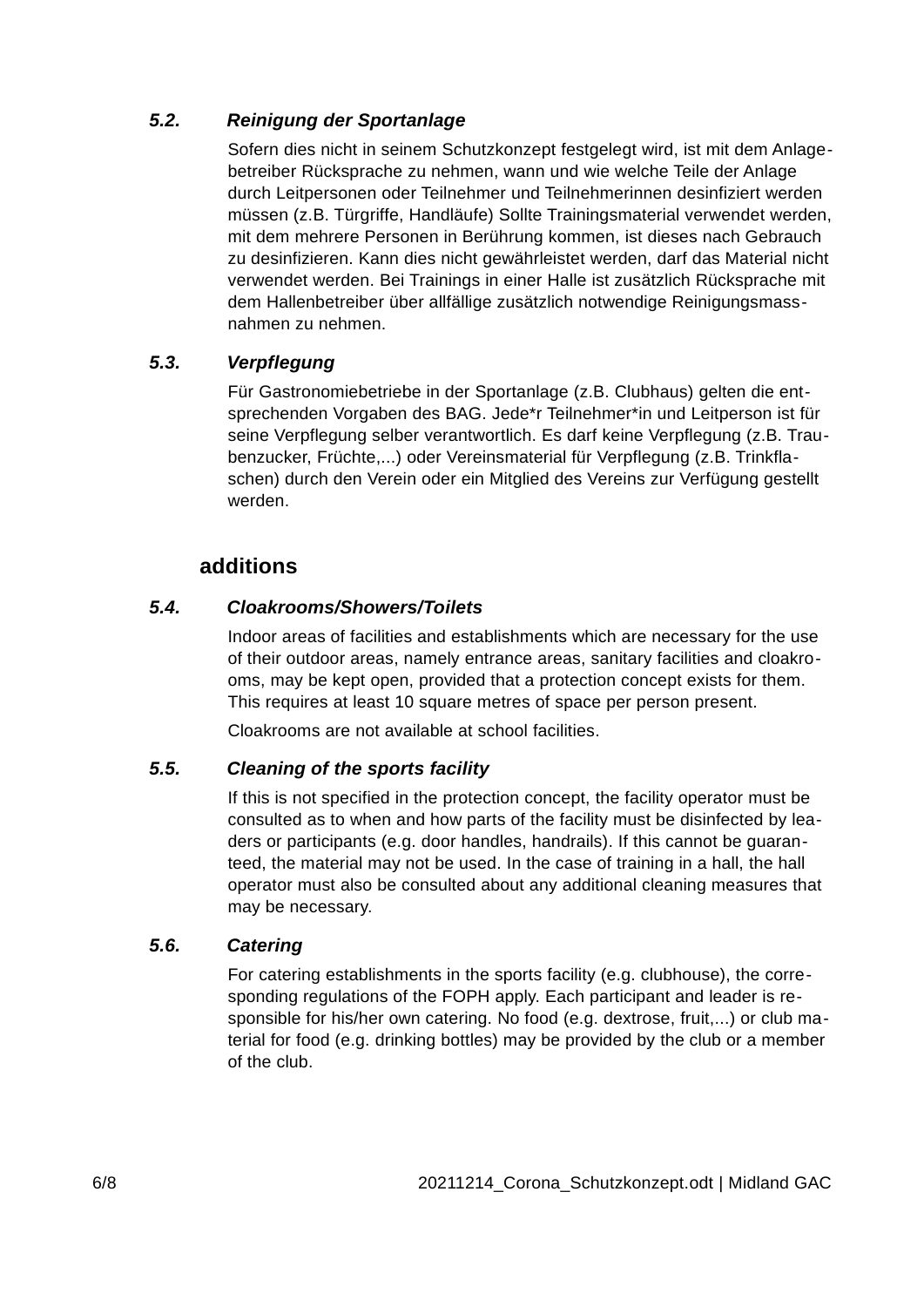### 5.2. *Reinigung der Sportanlage*

Sofern dies nicht in seinem Schutzkonzept festgelegt wird, ist mit dem Anlagebetreiber Rücksprache zu nehmen, wann und wie welche Teile der Anlage durch Leitpersonen oder Teilnehmer und Teilnehmerinnen desinfiziert werden müssen (z.B. Türgriffe, Handläufe) Sollte Trainingsmaterial verwendet werden, mit dem mehrere Personen in Berührung kommen, ist dieses nach Gebrauch zu desinfizieren. Kann dies nicht gewährleistet werden, darf das Material nicht verwendet werden. Bei Trainings in einer Halle ist zusätzlich Rücksprache mit dem Hallenbetreiber über allfällige zusätzlich notwendige Reinigungsmassnahmen zu nehmen.

### 5.3. *Verpflegung*

Für Gastronomiebetriebe in der Sportanlage (z.B. Clubhaus) gelten die entsprechenden Vorgaben des BAG. Jede*r Teilnehmer*in und Leitperson ist für seine Verpflegung selber verantwortlich. Es darf keine Verpflegung (z.B. Traubenzucker, Früchte,...) oder Vereinsmaterial für Verpflegung (z.B. Trinkflaschen) durch den Verein oder ein Mitglied des Vereins zur Verfügung gestellt werden.

## additions

### 5.4. *Cloakrooms/Showers/Toilets*

Indoor areas of facilities and establishments which are necessary for the use of their outdoor areas, namely entrance areas, sanitary facilities and cloakrooms, may be kept open, provided that a protection concept exists for them. This requires at least 10 square metres of space per person present.

Cloakrooms are not available at school facilities.

### 5.5. *Cleaning of the sports facility*

If this is not specified in the protection concept, the facility operator must be consulted as to when and how parts of the facility must be disinfected by leaders or participants (e.g. door handles, handrails). If this cannot be guaranteed, the material may not be used. In the case of training in a hall, the hall operator must also be consulted about any additional cleaning measures that may be necessary.

### 5.6. *Catering*

For catering establishments in the sports facility (e.g. clubhouse), the corresponding regulations of the FOPH apply. Each participant and leader is responsible for his/her own catering. No food (e.g. dextrose, fruit,...) or club material for food (e.g. drinking bottles) may be provided by the club or a member of the club.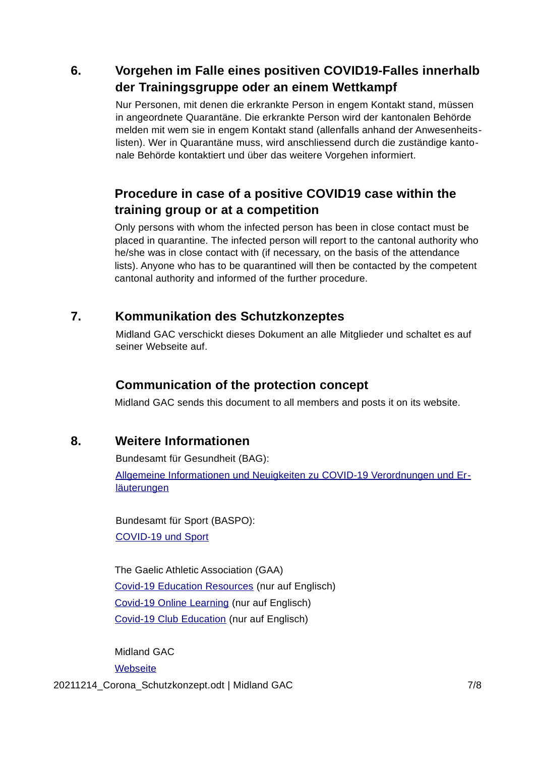## 6. Vorgehen im Falle eines positiven COVID19-Falles innerhalb der Trainingsgruppe oder an einem Wettkampf

Nur Personen, mit denen die erkrankte Person in engem Kontakt stand, müssen in angeordnete Quarantäne. Die erkrankte Person wird der kantonalen Behörde melden mit wem sie in engem Kontakt stand (allenfalls anhand der Anwesenheitslisten). Wer in Quarantäne muss, wird anschliessend durch die zuständige kantonale Behörde kontaktiert und über das weitere Vorgehen informiert.

### Procedure in case of a positive COVID19 case within the training group or at a competition

Only persons with whom the infected person has been in close contact must be placed in quarantine. The infected person will report to the cantonal authority who he/she was in close contact with (if necessary, on the basis of the attendance lists). Anyone who has to be quarantined will then be contacted by the competent cantonal authority and informed of the further procedure.

## 7. Kommunikation des Schutzkonzeptes

Midland GAC verschickt dieses Dokument an alle Mitglieder und schaltet es auf seiner Webseite auf.

### Communication of the protection concept

Midland GAC sends this document to all members and posts it on its website.

## 8. Weitere Informationen

Bundesamt für Gesundheit (BAG):

Allgemeine Informationen und Neuigkeiten zu COVID-19 Verordnungen und Erläuterungen

Bundesamt für Sport (BASPO):

COVID-19 und Sport

The Gaelic Athletic Association (GAA)

Covid-19 Education Resources (nur auf Englisch)

Covid-19 Online Learning (nur auf Englisch)

Covid-19 Club Education (nur auf Englisch)

Midland GAC

Webseite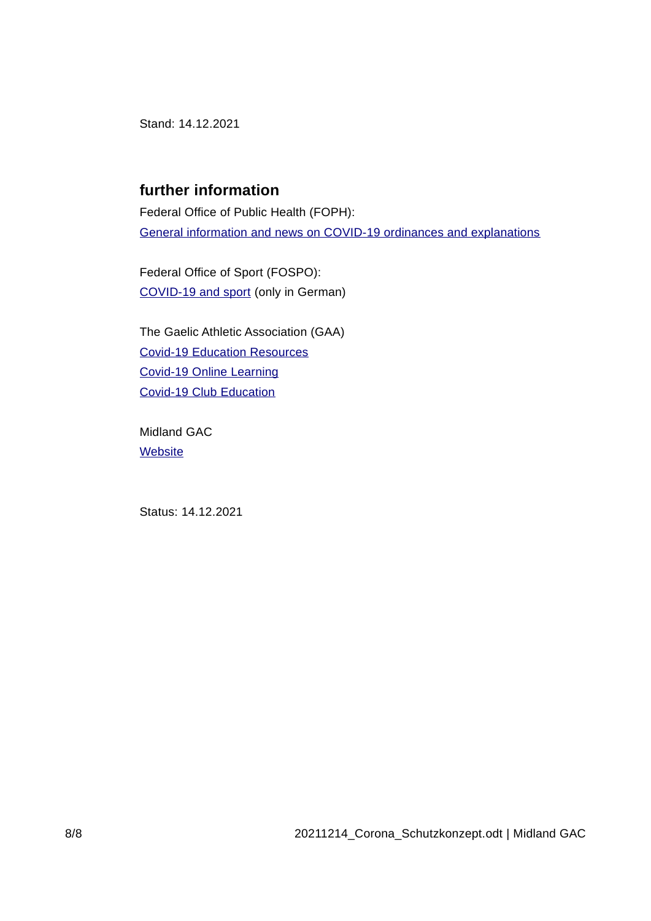Stand: 14.12.2021

## further information

Federal Office of Public Health (FOPH):
General information and news on COVID-19 ordinances and explanations

Federal Office of Sport (FOSPO):
COVID-19 and sport (only in German)

The Gaelic Athletic Association (GAA)
Covid-19 Education Resources
Covid-19 Online Learning
Covid-19 Club Education

Midland GAC
Website

Status: 14.12.2021